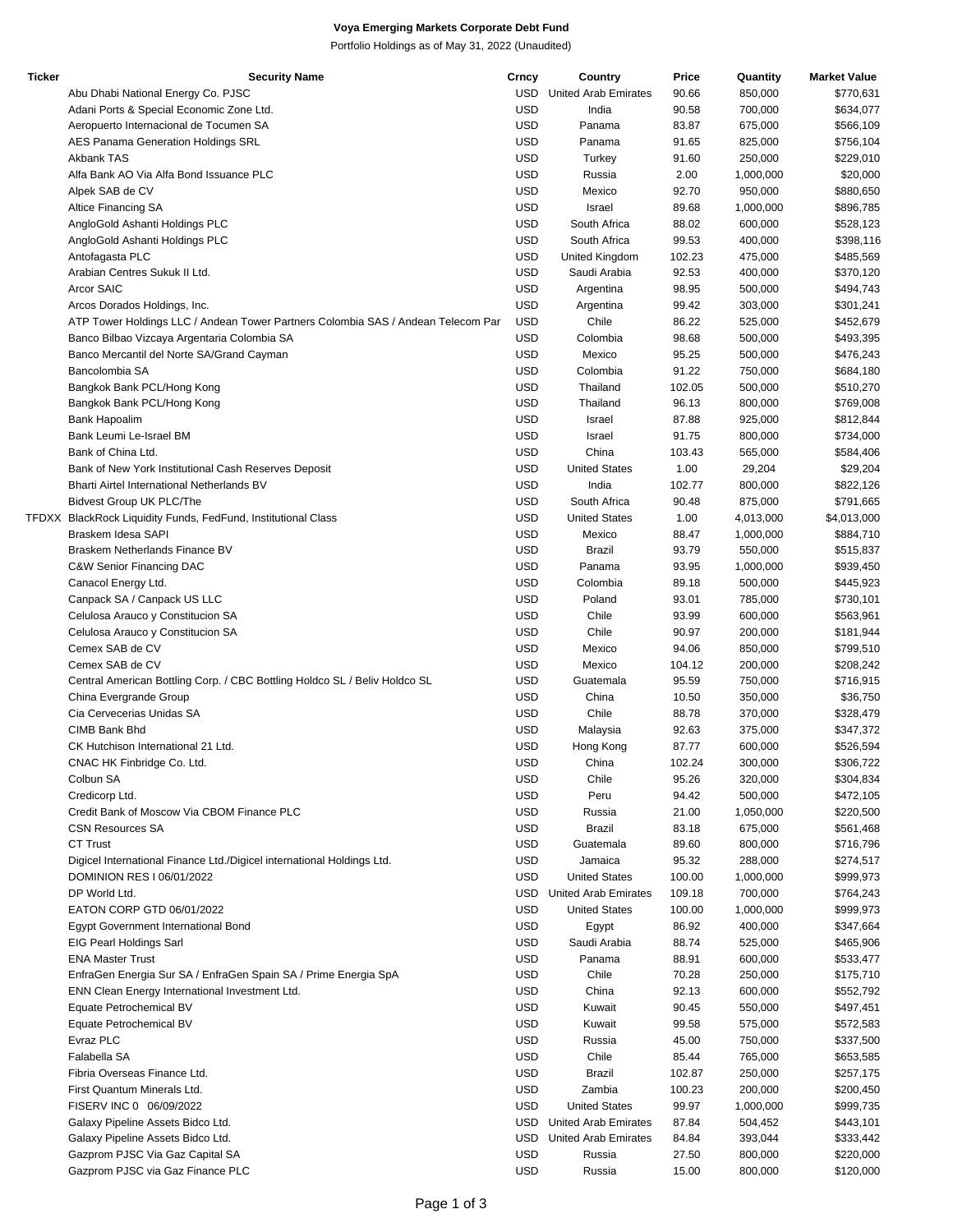**Voya Emerging Markets Corporate Debt Fund**

Portfolio Holdings as of May 31, 2022 (Unaudited)

| Ticker | Security Name | Crncy | Country | Price | Quantity | Market Value |
|---|---|---|---|---|---|---|
| | Abu Dhabi National Energy Co. PJSC | USD | United Arab Emirates | 90.66 | 850,000 | $770,631 |
| | Adani Ports & Special Economic Zone Ltd. | USD | India | 90.58 | 700,000 | $634,077 |
| | Aeropuerto Internacional de Tocumen SA | USD | Panama | 83.87 | 675,000 | $566,109 |
| | AES Panama Generation Holdings SRL | USD | Panama | 91.65 | 825,000 | $756,104 |
| | Akbank TAS | USD | Turkey | 91.60 | 250,000 | $229,010 |
| | Alfa Bank AO Via Alfa Bond Issuance PLC | USD | Russia | 2.00 | 1,000,000 | $20,000 |
| | Alpek SAB de CV | USD | Mexico | 92.70 | 950,000 | $880,650 |
| | Altice Financing SA | USD | Israel | 89.68 | 1,000,000 | $896,785 |
| | AngloGold Ashanti Holdings PLC | USD | South Africa | 88.02 | 600,000 | $528,123 |
| | AngloGold Ashanti Holdings PLC | USD | South Africa | 99.53 | 400,000 | $398,116 |
| | Antofagasta PLC | USD | United Kingdom | 102.23 | 475,000 | $485,569 |
| | Arabian Centres Sukuk II Ltd. | USD | Saudi Arabia | 92.53 | 400,000 | $370,120 |
| | Arcor SAIC | USD | Argentina | 98.95 | 500,000 | $494,743 |
| | Arcos Dorados Holdings, Inc. | USD | Argentina | 99.42 | 303,000 | $301,241 |
| | ATP Tower Holdings LLC / Andean Tower Partners Colombia SAS / Andean Telecom Par | USD | Chile | 86.22 | 525,000 | $452,679 |
| | Banco Bilbao Vizcaya Argentaria Colombia SA | USD | Colombia | 98.68 | 500,000 | $493,395 |
| | Banco Mercantil del Norte SA/Grand Cayman | USD | Mexico | 95.25 | 500,000 | $476,243 |
| | Bancolombia SA | USD | Colombia | 91.22 | 750,000 | $684,180 |
| | Bangkok Bank PCL/Hong Kong | USD | Thailand | 102.05 | 500,000 | $510,270 |
| | Bangkok Bank PCL/Hong Kong | USD | Thailand | 96.13 | 800,000 | $769,008 |
| | Bank Hapoalim | USD | Israel | 87.88 | 925,000 | $812,844 |
| | Bank Leumi Le-Israel BM | USD | Israel | 91.75 | 800,000 | $734,000 |
| | Bank of China Ltd. | USD | China | 103.43 | 565,000 | $584,406 |
| | Bank of New York Institutional Cash Reserves Deposit | USD | United States | 1.00 | 29,204 | $29,204 |
| | Bharti Airtel International Netherlands BV | USD | India | 102.77 | 800,000 | $822,126 |
| | Bidvest Group UK PLC/The | USD | South Africa | 90.48 | 875,000 | $791,665 |
| TFDXX | BlackRock Liquidity Funds, FedFund, Institutional Class | USD | United States | 1.00 | 4,013,000 | $4,013,000 |
| | Braskem Idesa SAPI | USD | Mexico | 88.47 | 1,000,000 | $884,710 |
| | Braskem Netherlands Finance BV | USD | Brazil | 93.79 | 550,000 | $515,837 |
| | C&W Senior Financing DAC | USD | Panama | 93.95 | 1,000,000 | $939,450 |
| | Canacol Energy Ltd. | USD | Colombia | 89.18 | 500,000 | $445,923 |
| | Canpack SA / Canpack US LLC | USD | Poland | 93.01 | 785,000 | $730,101 |
| | Celulosa Arauco y Constitucion SA | USD | Chile | 93.99 | 600,000 | $563,961 |
| | Celulosa Arauco y Constitucion SA | USD | Chile | 90.97 | 200,000 | $181,944 |
| | Cemex SAB de CV | USD | Mexico | 94.06 | 850,000 | $799,510 |
| | Cemex SAB de CV | USD | Mexico | 104.12 | 200,000 | $208,242 |
| | Central American Bottling Corp. / CBC Bottling Holdco SL / Beliv Holdco SL | USD | Guatemala | 95.59 | 750,000 | $716,915 |
| | China Evergrande Group | USD | China | 10.50 | 350,000 | $36,750 |
| | Cia Cervecerias Unidas SA | USD | Chile | 88.78 | 370,000 | $328,479 |
| | CIMB Bank Bhd | USD | Malaysia | 92.63 | 375,000 | $347,372 |
| | CK Hutchison International 21 Ltd. | USD | Hong Kong | 87.77 | 600,000 | $526,594 |
| | CNAC HK Finbridge Co. Ltd. | USD | China | 102.24 | 300,000 | $306,722 |
| | Colbun SA | USD | Chile | 95.26 | 320,000 | $304,834 |
| | Credicorp Ltd. | USD | Peru | 94.42 | 500,000 | $472,105 |
| | Credit Bank of Moscow Via CBOM Finance PLC | USD | Russia | 21.00 | 1,050,000 | $220,500 |
| | CSN Resources SA | USD | Brazil | 83.18 | 675,000 | $561,468 |
| | CT Trust | USD | Guatemala | 89.60 | 800,000 | $716,796 |
| | Digicel International Finance Ltd./Digicel international Holdings Ltd. | USD | Jamaica | 95.32 | 288,000 | $274,517 |
| | DOMINION RES I 06/01/2022 | USD | United States | 100.00 | 1,000,000 | $999,973 |
| | DP World Ltd. | USD | United Arab Emirates | 109.18 | 700,000 | $764,243 |
| | EATON CORP GTD 06/01/2022 | USD | United States | 100.00 | 1,000,000 | $999,973 |
| | Egypt Government International Bond | USD | Egypt | 86.92 | 400,000 | $347,664 |
| | EIG Pearl Holdings Sarl | USD | Saudi Arabia | 88.74 | 525,000 | $465,906 |
| | ENA Master Trust | USD | Panama | 88.91 | 600,000 | $533,477 |
| | EnfraGen Energia Sur SA / EnfraGen Spain SA / Prime Energia SpA | USD | Chile | 70.28 | 250,000 | $175,710 |
| | ENN Clean Energy International Investment Ltd. | USD | China | 92.13 | 600,000 | $552,792 |
| | Equate Petrochemical BV | USD | Kuwait | 90.45 | 550,000 | $497,451 |
| | Equate Petrochemical BV | USD | Kuwait | 99.58 | 575,000 | $572,583 |
| | Evraz PLC | USD | Russia | 45.00 | 750,000 | $337,500 |
| | Falabella SA | USD | Chile | 85.44 | 765,000 | $653,585 |
| | Fibria Overseas Finance Ltd. | USD | Brazil | 102.87 | 250,000 | $257,175 |
| | First Quantum Minerals Ltd. | USD | Zambia | 100.23 | 200,000 | $200,450 |
| | FISERV INC 0 06/09/2022 | USD | United States | 99.97 | 1,000,000 | $999,735 |
| | Galaxy Pipeline Assets Bidco Ltd. | USD | United Arab Emirates | 87.84 | 504,452 | $443,101 |
| | Galaxy Pipeline Assets Bidco Ltd. | USD | United Arab Emirates | 84.84 | 393,044 | $333,442 |
| | Gazprom PJSC Via Gaz Capital SA | USD | Russia | 27.50 | 800,000 | $220,000 |
| | Gazprom PJSC via Gaz Finance PLC | USD | Russia | 15.00 | 800,000 | $120,000 |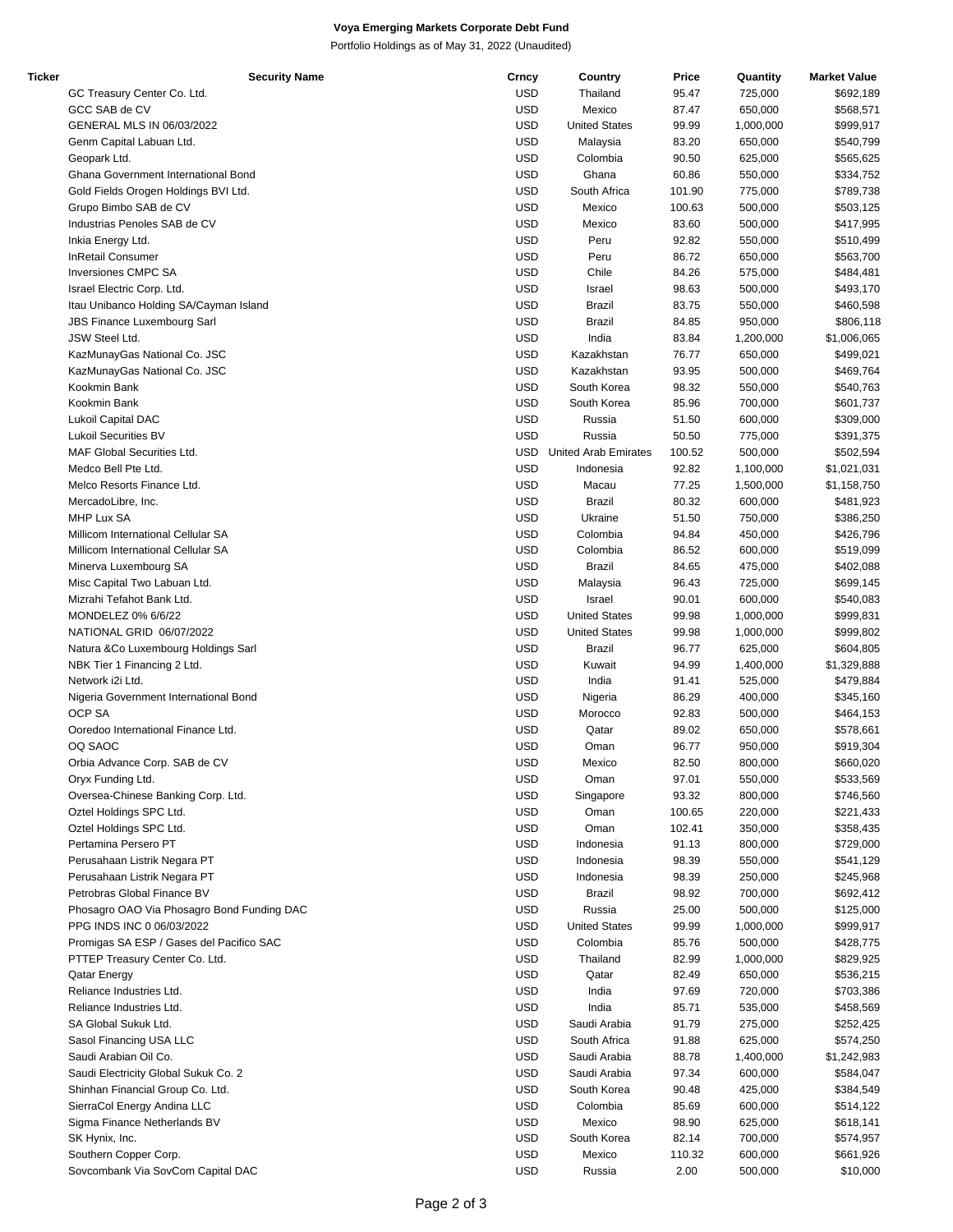**Voya Emerging Markets Corporate Debt Fund**

Portfolio Holdings as of May 31, 2022 (Unaudited)

| Ticker | Security Name | Crncy | Country | Price | Quantity | Market Value |
|---|---|---|---|---|---|---|
| | GC Treasury Center Co. Ltd. | USD | Thailand | 95.47 | 725,000 | $692,189 |
| | GCC SAB de CV | USD | Mexico | 87.47 | 650,000 | $568,571 |
| | GENERAL MLS IN 06/03/2022 | USD | United States | 99.99 | 1,000,000 | $999,917 |
| | Genm Capital Labuan Ltd. | USD | Malaysia | 83.20 | 650,000 | $540,799 |
| | Geopark Ltd. | USD | Colombia | 90.50 | 625,000 | $565,625 |
| | Ghana Government International Bond | USD | Ghana | 60.86 | 550,000 | $334,752 |
| | Gold Fields Orogen Holdings BVI Ltd. | USD | South Africa | 101.90 | 775,000 | $789,738 |
| | Grupo Bimbo SAB de CV | USD | Mexico | 100.63 | 500,000 | $503,125 |
| | Industrias Penoles SAB de CV | USD | Mexico | 83.60 | 500,000 | $417,995 |
| | Inkia Energy Ltd. | USD | Peru | 92.82 | 550,000 | $510,499 |
| | InRetail Consumer | USD | Peru | 86.72 | 650,000 | $563,700 |
| | Inversiones CMPC SA | USD | Chile | 84.26 | 575,000 | $484,481 |
| | Israel Electric Corp. Ltd. | USD | Israel | 98.63 | 500,000 | $493,170 |
| | Itau Unibanco Holding SA/Cayman Island | USD | Brazil | 83.75 | 550,000 | $460,598 |
| | JBS Finance Luxembourg Sarl | USD | Brazil | 84.85 | 950,000 | $806,118 |
| | JSW Steel Ltd. | USD | India | 83.84 | 1,200,000 | $1,006,065 |
| | KazMunayGas National Co. JSC | USD | Kazakhstan | 76.77 | 650,000 | $499,021 |
| | KazMunayGas National Co. JSC | USD | Kazakhstan | 93.95 | 500,000 | $469,764 |
| | Kookmin Bank | USD | South Korea | 98.32 | 550,000 | $540,763 |
| | Kookmin Bank | USD | South Korea | 85.96 | 700,000 | $601,737 |
| | Lukoil Capital DAC | USD | Russia | 51.50 | 600,000 | $309,000 |
| | Lukoil Securities BV | USD | Russia | 50.50 | 775,000 | $391,375 |
| | MAF Global Securities Ltd. | USD | United Arab Emirates | 100.52 | 500,000 | $502,594 |
| | Medco Bell Pte Ltd. | USD | Indonesia | 92.82 | 1,100,000 | $1,021,031 |
| | Melco Resorts Finance Ltd. | USD | Macau | 77.25 | 1,500,000 | $1,158,750 |
| | MercadoLibre, Inc. | USD | Brazil | 80.32 | 600,000 | $481,923 |
| | MHP Lux SA | USD | Ukraine | 51.50 | 750,000 | $386,250 |
| | Millicom International Cellular SA | USD | Colombia | 94.84 | 450,000 | $426,796 |
| | Millicom International Cellular SA | USD | Colombia | 86.52 | 600,000 | $519,099 |
| | Minerva Luxembourg SA | USD | Brazil | 84.65 | 475,000 | $402,088 |
| | Misc Capital Two Labuan Ltd. | USD | Malaysia | 96.43 | 725,000 | $699,145 |
| | Mizrahi Tefahot Bank Ltd. | USD | Israel | 90.01 | 600,000 | $540,083 |
| | MONDELEZ 0% 6/6/22 | USD | United States | 99.98 | 1,000,000 | $999,831 |
| | NATIONAL GRID 06/07/2022 | USD | United States | 99.98 | 1,000,000 | $999,802 |
| | Natura &Co Luxembourg Holdings Sarl | USD | Brazil | 96.77 | 625,000 | $604,805 |
| | NBK Tier 1 Financing 2 Ltd. | USD | Kuwait | 94.99 | 1,400,000 | $1,329,888 |
| | Network i2i Ltd. | USD | India | 91.41 | 525,000 | $479,884 |
| | Nigeria Government International Bond | USD | Nigeria | 86.29 | 400,000 | $345,160 |
| | OCP SA | USD | Morocco | 92.83 | 500,000 | $464,153 |
| | Ooredoo International Finance Ltd. | USD | Qatar | 89.02 | 650,000 | $578,661 |
| | OQ SAOC | USD | Oman | 96.77 | 950,000 | $919,304 |
| | Orbia Advance Corp. SAB de CV | USD | Mexico | 82.50 | 800,000 | $660,020 |
| | Oryx Funding Ltd. | USD | Oman | 97.01 | 550,000 | $533,569 |
| | Oversea-Chinese Banking Corp. Ltd. | USD | Singapore | 93.32 | 800,000 | $746,560 |
| | Oztel Holdings SPC Ltd. | USD | Oman | 100.65 | 220,000 | $221,433 |
| | Oztel Holdings SPC Ltd. | USD | Oman | 102.41 | 350,000 | $358,435 |
| | Pertamina Persero PT | USD | Indonesia | 91.13 | 800,000 | $729,000 |
| | Perusahaan Listrik Negara PT | USD | Indonesia | 98.39 | 550,000 | $541,129 |
| | Perusahaan Listrik Negara PT | USD | Indonesia | 98.39 | 250,000 | $245,968 |
| | Petrobras Global Finance BV | USD | Brazil | 98.92 | 700,000 | $692,412 |
| | Phosagro OAO Via Phosagro Bond Funding DAC | USD | Russia | 25.00 | 500,000 | $125,000 |
| | PPG INDS INC 0 06/03/2022 | USD | United States | 99.99 | 1,000,000 | $999,917 |
| | Promigas SA ESP / Gases del Pacifico SAC | USD | Colombia | 85.76 | 500,000 | $428,775 |
| | PTTEP Treasury Center Co. Ltd. | USD | Thailand | 82.99 | 1,000,000 | $829,925 |
| | Qatar Energy | USD | Qatar | 82.49 | 650,000 | $536,215 |
| | Reliance Industries Ltd. | USD | India | 97.69 | 720,000 | $703,386 |
| | Reliance Industries Ltd. | USD | India | 85.71 | 535,000 | $458,569 |
| | SA Global Sukuk Ltd. | USD | Saudi Arabia | 91.79 | 275,000 | $252,425 |
| | Sasol Financing USA LLC | USD | South Africa | 91.88 | 625,000 | $574,250 |
| | Saudi Arabian Oil Co. | USD | Saudi Arabia | 88.78 | 1,400,000 | $1,242,983 |
| | Saudi Electricity Global Sukuk Co. 2 | USD | Saudi Arabia | 97.34 | 600,000 | $584,047 |
| | Shinhan Financial Group Co. Ltd. | USD | South Korea | 90.48 | 425,000 | $384,549 |
| | SierraCol Energy Andina LLC | USD | Colombia | 85.69 | 600,000 | $514,122 |
| | Sigma Finance Netherlands BV | USD | Mexico | 98.90 | 625,000 | $618,141 |
| | SK Hynix, Inc. | USD | South Korea | 82.14 | 700,000 | $574,957 |
| | Southern Copper Corp. | USD | Mexico | 110.32 | 600,000 | $661,926 |
| | Sovcombank Via SovCom Capital DAC | USD | Russia | 2.00 | 500,000 | $10,000 |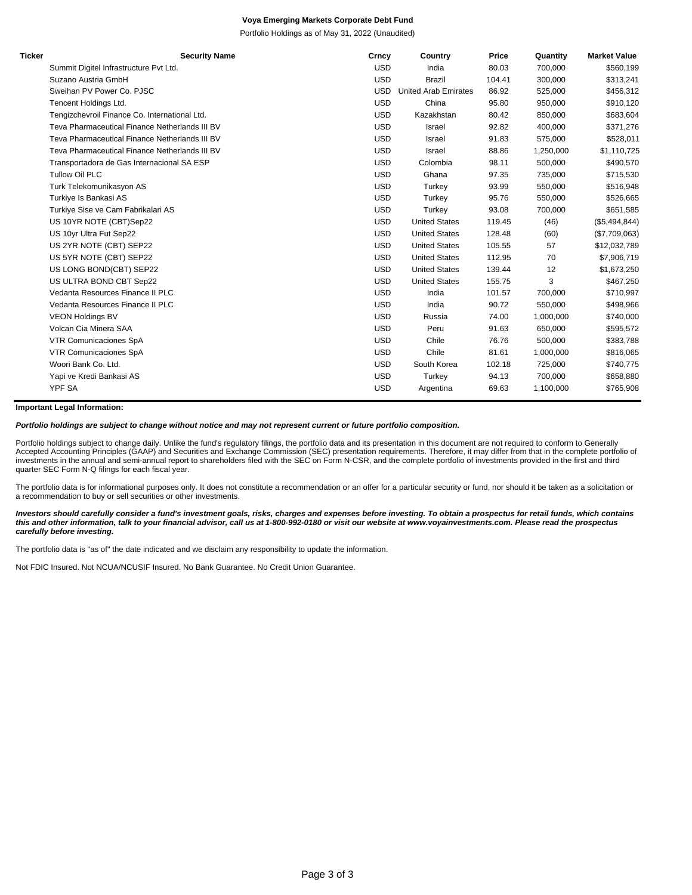**Voya Emerging Markets Corporate Debt Fund**

Portfolio Holdings as of May 31, 2022 (Unaudited)

| Ticker | Security Name | Crncy | Country | Price | Quantity | Market Value |
|---|---|---|---|---|---|---|
| | Summit Digitel Infrastructure Pvt Ltd. | USD | India | 80.03 | 700,000 | $560,199 |
| | Suzano Austria GmbH | USD | Brazil | 104.41 | 300,000 | $313,241 |
| | Sweihan PV Power Co. PJSC | USD | United Arab Emirates | 86.92 | 525,000 | $456,312 |
| | Tencent Holdings Ltd. | USD | China | 95.80 | 950,000 | $910,120 |
| | Tengizchevroil Finance Co. International Ltd. | USD | Kazakhstan | 80.42 | 850,000 | $683,604 |
| | Teva Pharmaceutical Finance Netherlands III BV | USD | Israel | 92.82 | 400,000 | $371,276 |
| | Teva Pharmaceutical Finance Netherlands III BV | USD | Israel | 91.83 | 575,000 | $528,011 |
| | Teva Pharmaceutical Finance Netherlands III BV | USD | Israel | 88.86 | 1,250,000 | $1,110,725 |
| | Transportadora de Gas Internacional SA ESP | USD | Colombia | 98.11 | 500,000 | $490,570 |
| | Tullow Oil PLC | USD | Ghana | 97.35 | 735,000 | $715,530 |
| | Turk Telekomunikasyon AS | USD | Turkey | 93.99 | 550,000 | $516,948 |
| | Turkiye Is Bankasi AS | USD | Turkey | 95.76 | 550,000 | $526,665 |
| | Turkiye Sise ve Cam Fabrikalari AS | USD | Turkey | 93.08 | 700,000 | $651,585 |
| | US 10YR NOTE (CBT)Sep22 | USD | United States | 119.45 | (46) | ($5,494,844) |
| | US 10yr Ultra Fut Sep22 | USD | United States | 128.48 | (60) | ($7,709,063) |
| | US 2YR NOTE (CBT) SEP22 | USD | United States | 105.55 | 57 | $12,032,789 |
| | US 5YR NOTE (CBT) SEP22 | USD | United States | 112.95 | 70 | $7,906,719 |
| | US LONG BOND(CBT) SEP22 | USD | United States | 139.44 | 12 | $1,673,250 |
| | US ULTRA BOND CBT Sep22 | USD | United States | 155.75 | 3 | $467,250 |
| | Vedanta Resources Finance II PLC | USD | India | 101.57 | 700,000 | $710,997 |
| | Vedanta Resources Finance II PLC | USD | India | 90.72 | 550,000 | $498,966 |
| | VEON Holdings BV | USD | Russia | 74.00 | 1,000,000 | $740,000 |
| | Volcan Cia Minera SAA | USD | Peru | 91.63 | 650,000 | $595,572 |
| | VTR Comunicaciones SpA | USD | Chile | 76.76 | 500,000 | $383,788 |
| | VTR Comunicaciones SpA | USD | Chile | 81.61 | 1,000,000 | $816,065 |
| | Woori Bank Co. Ltd. | USD | South Korea | 102.18 | 725,000 | $740,775 |
| | Yapi ve Kredi Bankasi AS | USD | Turkey | 94.13 | 700,000 | $658,880 |
| | YPF SA | USD | Argentina | 69.63 | 1,100,000 | $765,908 |

**Important Legal Information:**

***Portfolio holdings are subject to change without notice and may not represent current or future portfolio composition.***

Portfolio holdings subject to change daily. Unlike the fund's regulatory filings, the portfolio data and its presentation in this document are not required to conform to Generally Accepted Accounting Principles (GAAP) and Securities and Exchange Commission (SEC) presentation requirements. Therefore, it may differ from that in the complete portfolio of investments in the annual and semi-annual report to shareholders filed with the SEC on Form N-CSR, and the complete portfolio of investments provided in the first and third quarter SEC Form N-Q filings for each fiscal year.

The portfolio data is for informational purposes only. It does not constitute a recommendation or an offer for a particular security or fund, nor should it be taken as a solicitation or a recommendation to buy or sell securities or other investments.

***Investors should carefully consider a fund's investment goals, risks, charges and expenses before investing. To obtain a prospectus for retail funds, which contains this and other information, talk to your financial advisor, call us at 1-800-992-0180 or visit our website at www.voyainvestments.com. Please read the prospectus carefully before investing.***

The portfolio data is "as of" the date indicated and we disclaim any responsibility to update the information.

Not FDIC Insured. Not NCUA/NCUSIF Insured. No Bank Guarantee. No Credit Union Guarantee.